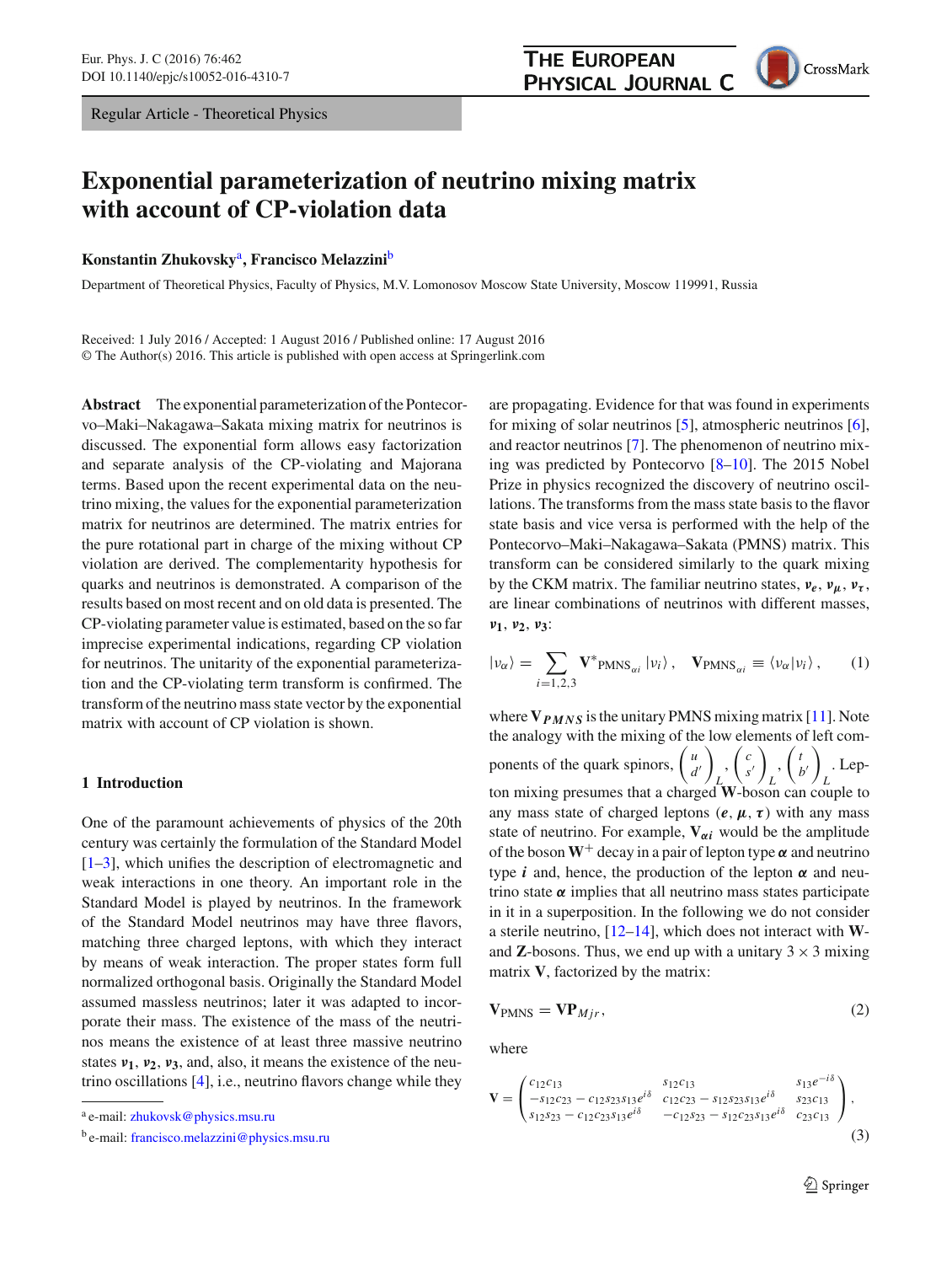Regular Article - Theoretical Physics

# Exponential parameterization of neutrino mixing matrix with account of CP-violation data

**Konstantin Zhukovsky**[a], **Francisco Melazzini**[b]

Department of Theoretical Physics, Faculty of Physics, M.V. Lomonosov Moscow State University, Moscow 119991, Russia

Received: 1 July 2016 / Accepted: 1 August 2016 / Published online: 17 August 2016
© The Author(s) 2016. This article is published with open access at Springerlink.com

**Abstract** The exponential parameterization of the Pontecorvo–Maki–Nakagawa–Sakata mixing matrix for neutrinos is discussed. The exponential form allows easy factorization and separate analysis of the CP-violating and Majorana terms. Based upon the recent experimental data on the neutrino mixing, the values for the exponential parameterization matrix for neutrinos are determined. The matrix entries for the pure rotational part in charge of the mixing without CP violation are derived. The complementarity hypothesis for quarks and neutrinos is demonstrated. A comparison of the results based on most recent and on old data is presented. The CP-violating parameter value is estimated, based on the so far imprecise experimental indications, regarding CP violation for neutrinos. The unitarity of the exponential parameterization and the CP-violating term transform is confirmed. The transform of the neutrino mass state vector by the exponential matrix with account of CP violation is shown.

## 1 Introduction

One of the paramount achievements of physics of the 20th century was certainly the formulation of the Standard Model [1–3], which unifies the description of electromagnetic and weak interactions in one theory. An important role in the Standard Model is played by neutrinos. In the framework of the Standard Model neutrinos may have three flavors, matching three charged leptons, with which they interact by means of weak interaction. The proper states form full normalized orthogonal basis. Originally the Standard Model assumed massless neutrinos; later it was adapted to incorporate their mass. The existence of the mass of the neutrinos means the existence of at least three massive neutrino states $\boldsymbol{\nu_1}, \boldsymbol{\nu_2}, \boldsymbol{\nu_3}$, and, also, it means the existence of the neutrino oscillations [4], i.e., neutrino flavors change while they are propagating. Evidence for that was found in experiments for mixing of solar neutrinos [5], atmospheric neutrinos [6], and reactor neutrinos [7]. The phenomenon of neutrino mixing was predicted by Pontecorvo [8–10]. The 2015 Nobel Prize in physics recognized the discovery of neutrino oscillations. The transforms from the mass state basis to the flavor state basis and vice versa is performed with the help of the Pontecorvo–Maki–Nakagawa–Sakata (PMNS) matrix. This transform can be considered similarly to the quark mixing by the CKM matrix. The familiar neutrino states, $\boldsymbol{\nu_e}, \boldsymbol{\nu_\mu}, \boldsymbol{\nu_\tau}$, are linear combinations of neutrinos with different masses, $\boldsymbol{\nu_1}, \boldsymbol{\nu_2}, \boldsymbol{\nu_3}$:

$$|\nu_\alpha\rangle = \sum_{i=1,2,3} \mathbf{V}^*{}_{\mathrm{PMNS}_{\alpha i}} |\nu_i\rangle, \quad \mathbf{V}_{\mathrm{PMNS}_{\alpha i}} \equiv \langle \nu_\alpha | \nu_i \rangle, \tag{1}$$

where $\mathbf{V}_{PMNS}$ is the unitary PMNS mixing matrix [11]. Note the analogy with the mixing of the low elements of left components of the quark spinors, $\begin{pmatrix} u \\ d' \end{pmatrix}_L, \begin{pmatrix} c \\ s' \end{pmatrix}_L, \begin{pmatrix} t \\ b' \end{pmatrix}_L$. Lepton mixing presumes that a charged $\mathbf{W}$-boson can couple to any mass state of charged leptons ($\boldsymbol{e}, \boldsymbol{\mu}, \boldsymbol{\tau}$) with any mass state of neutrino. For example, $\mathbf{V}_{\alpha i}$ would be the amplitude of the boson $\mathbf{W}^+$ decay in a pair of lepton type $\boldsymbol{\alpha}$ and neutrino type $\boldsymbol{i}$ and, hence, the production of the lepton $\boldsymbol{\alpha}$ and neutrino state $\boldsymbol{\alpha}$ implies that all neutrino mass states participate in it in a superposition. In the following we do not consider a sterile neutrino, [12–14], which does not interact with $\mathbf{W}$- and $\mathbf{Z}$-bosons. Thus, we end up with a unitary $3 \times 3$ mixing matrix $\mathbf{V}$, factorized by the matrix:

$$\mathbf{V}_{\mathrm{PMNS}} = \mathbf{V}\mathbf{P}_{Mjr}, \tag{2}$$

where

$$\mathbf{V} = \begin{pmatrix} c_{12}c_{13} & s_{12}c_{13} & s_{13}e^{-i\delta} \\ -s_{12}c_{23} - c_{12}s_{23}s_{13}e^{i\delta} & c_{12}c_{23} - s_{12}s_{23}s_{13}e^{i\delta} & s_{23}c_{13} \\ s_{12}s_{23} - c_{12}c_{23}s_{13}e^{i\delta} & -c_{12}s_{23} - s_{12}c_{23}s_{13}e^{i\delta} & c_{23}c_{13} \end{pmatrix}, \tag{3}$$

---

[a] e-mail: zhukovsk@physics.msu.ru

[b] e-mail: francisco.melazzini@physics.msu.ru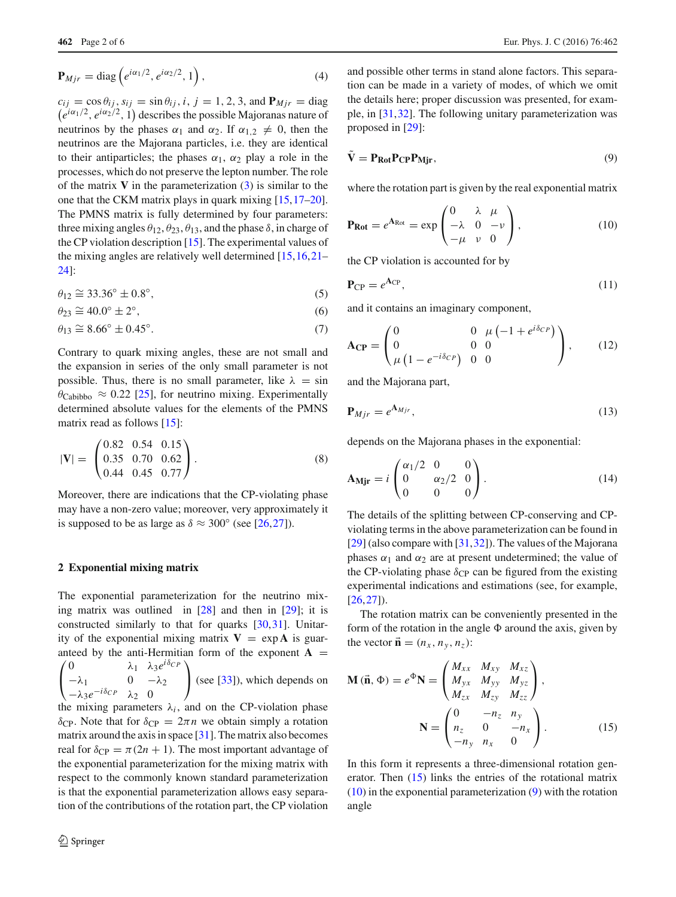$$\mathbf{P}_{Mjr} = \text{diag}\left(e^{i\alpha_1/2}, e^{i\alpha_2/2}, 1\right), \tag{4}$$

$c_{ij} = \cos\theta_{ij}, s_{ij} = \sin\theta_{ij}, i, j = 1, 2, 3$, and $\mathbf{P}_{Mjr} = \text{diag}\left(e^{i\alpha_1/2}, e^{i\alpha_2/2}, 1\right)$ describes the possible Majoranas nature of neutrinos by the phases $\alpha_1$ and $\alpha_2$. If $\alpha_{1,2} \neq 0$, then the neutrinos are the Majorana particles, i.e. they are identical to their antiparticles; the phases $\alpha_1$, $\alpha_2$ play a role in the processes, which do not preserve the lepton number. The role of the matrix $\mathbf{V}$ in the parameterization (3) is similar to the one that the CKM matrix plays in quark mixing [15,17–20]. The PMNS matrix is fully determined by four parameters: three mixing angles $\theta_{12}, \theta_{23}, \theta_{13}$, and the phase $\delta$, in charge of the CP violation description [15]. The experimental values of the mixing angles are relatively well determined [15,16,21–24]:

$$\theta_{12} \cong 33.36^\circ \pm 0.8^\circ, \tag{5}$$

$$\theta_{23} \cong 40.0^\circ \pm 2^\circ, \tag{6}$$

$$\theta_{13} \cong 8.66^\circ \pm 0.45^\circ. \tag{7}$$

Contrary to quark mixing angles, these are not small and the expansion in series of the only small parameter is not possible. Thus, there is no small parameter, like $\lambda = \sin\theta_{\text{Cabibbo}} \approx 0.22$ [25], for neutrino mixing. Experimentally determined absolute values for the elements of the PMNS matrix read as follows [15]:

$$|\mathbf{V}| = \begin{pmatrix} 0.82 & 0.54 & 0.15 \\ 0.35 & 0.70 & 0.62 \\ 0.44 & 0.45 & 0.77 \end{pmatrix}. \tag{8}$$

Moreover, there are indications that the CP-violating phase may have a non-zero value; moreover, very approximately it is supposed to be as large as $\delta \approx 300^\circ$ (see [26,27]).

## 2 Exponential mixing matrix

The exponential parameterization for the neutrino mixing matrix was outlined in [28] and then in [29]; it is constructed similarly to that for quarks [30,31]. Unitarity of the exponential mixing matrix $\mathbf{V} = \exp\mathbf{A}$ is guaranteed by the anti-Hermitian form of the exponent $\mathbf{A} = \begin{pmatrix} 0 & \lambda_1 & \lambda_3 e^{i\delta_{CP}} \\ -\lambda_1 & 0 & -\lambda_2 \\ -\lambda_3 e^{-i\delta_{CP}} & \lambda_2 & 0 \end{pmatrix}$ (see [33]), which depends on the mixing parameters $\lambda_i$, and on the CP-violation phase $\delta_{\text{CP}}$. Note that for $\delta_{\text{CP}} = 2\pi n$ we obtain simply a rotation matrix around the axis in space [31]. The matrix also becomes real for $\delta_{\text{CP}} = \pi(2n+1)$. The most important advantage of the exponential parameterization for the mixing matrix with respect to the commonly known standard parameterization is that the exponential parameterization allows easy separation of the contributions of the rotation part, the CP violation and possible other terms in stand alone factors. This separation can be made in a variety of modes, of which we omit the details here; proper discussion was presented, for example, in [31,32]. The following unitary parameterization was proposed in [29]:

$$\tilde{\mathbf{V}} = \mathbf{P_{Rot}}\mathbf{P_{CP}}\mathbf{P_{Mjr}}, \tag{9}$$

where the rotation part is given by the real exponential matrix

$$\mathbf{P_{Rot}} = e^{\mathbf{A}_{\text{Rot}}} = \exp\begin{pmatrix} 0 & \lambda & \mu \\ -\lambda & 0 & -\nu \\ -\mu & \nu & 0 \end{pmatrix}, \tag{10}$$

the CP violation is accounted for by

$$\mathbf{P}_{\text{CP}} = e^{\mathbf{A}_{\text{CP}}}, \tag{11}$$

and it contains an imaginary component,

$$\mathbf{A_{CP}} = \begin{pmatrix} 0 & 0 & \mu\left(-1 + e^{i\delta_{CP}}\right) \\ 0 & 0 & 0 \\ \mu\left(1 - e^{-i\delta_{CP}}\right) & 0 & 0 \end{pmatrix}, \tag{12}$$

and the Majorana part,

$$\mathbf{P}_{Mjr} = e^{\mathbf{A}_{Mjr}}, \tag{13}$$

depends on the Majorana phases in the exponential:

$$\mathbf{A_{Mjr}} = i\begin{pmatrix} \alpha_1/2 & 0 & 0 \\ 0 & \alpha_2/2 & 0 \\ 0 & 0 & 0 \end{pmatrix}. \tag{14}$$

The details of the splitting between CP-conserving and CP-violating terms in the above parameterization can be found in [29] (also compare with [31,32]). The values of the Majorana phases $\alpha_1$ and $\alpha_2$ are at present undetermined; the value of the CP-violating phase $\delta_{\text{CP}}$ can be figured from the existing experimental indications and estimations (see, for example, [26,27]).

The rotation matrix can be conveniently presented in the form of the rotation in the angle $\Phi$ around the axis, given by the vector $\vec{\mathbf{n}} = (n_x, n_y, n_z)$:

$$\mathbf{M}(\vec{\mathbf{n}}, \Phi) = e^{\Phi}\mathbf{N} = \begin{pmatrix} M_{xx} & M_{xy} & M_{xz} \\ M_{yx} & M_{yy} & M_{yz} \\ M_{zx} & M_{zy} & M_{zz} \end{pmatrix},$$

$$\mathbf{N} = \begin{pmatrix} 0 & -n_z & n_y \\ n_z & 0 & -n_x \\ -n_y & n_x & 0 \end{pmatrix}. \tag{15}$$

In this form it represents a three-dimensional rotation generator. Then (15) links the entries of the rotational matrix (10) in the exponential parameterization (9) with the rotation angle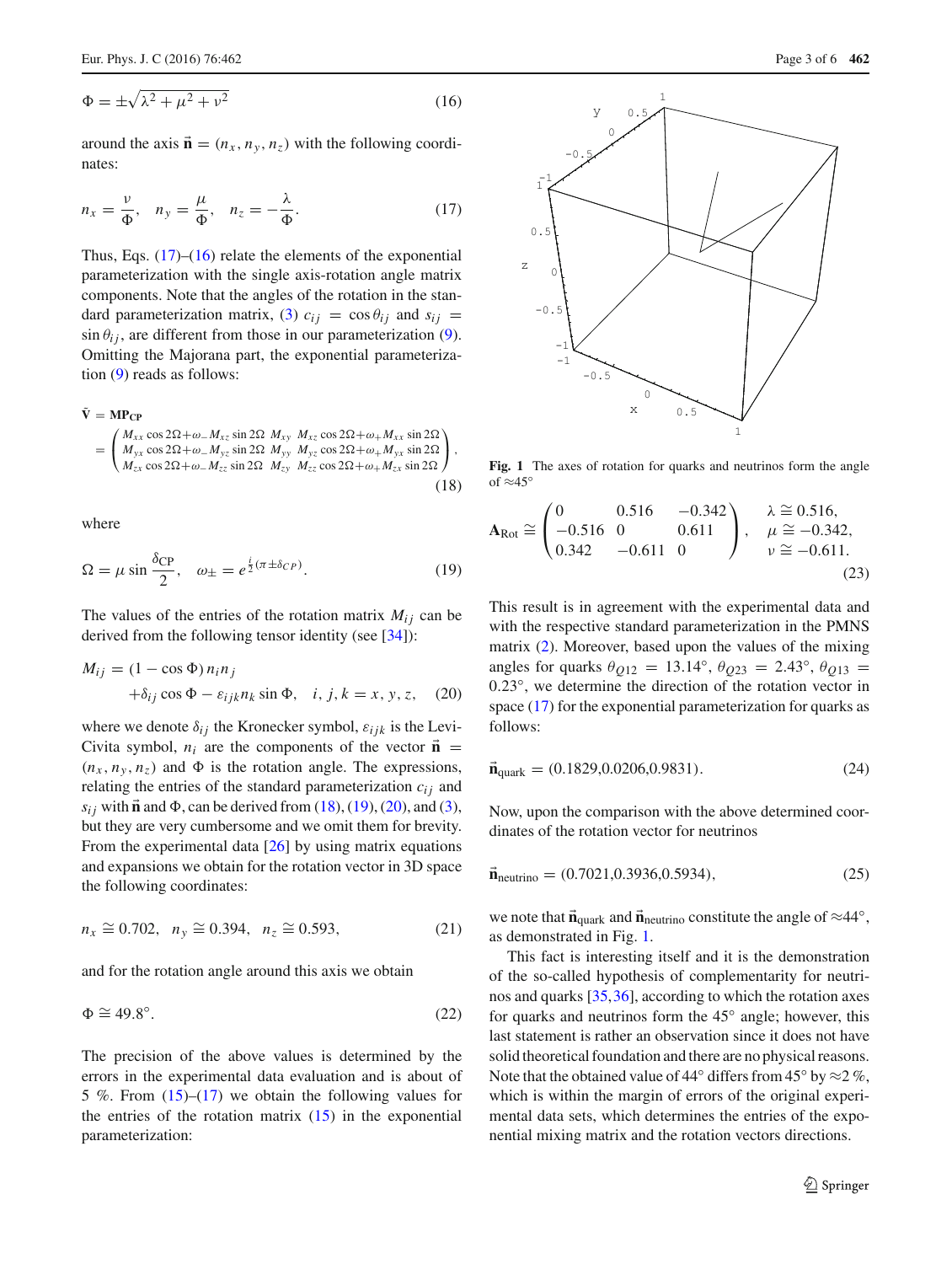$$\Phi = \pm\sqrt{\lambda^2 + \mu^2 + \nu^2} \tag{16}$$

around the axis $\vec{\mathbf{n}} = (n_x, n_y, n_z)$ with the following coordinates:

$$n_x = \frac{\nu}{\Phi}, \quad n_y = \frac{\mu}{\Phi}, \quad n_z = -\frac{\lambda}{\Phi}. \tag{17}$$

Thus, Eqs. (17)–(16) relate the elements of the exponential parameterization with the single axis-rotation angle matrix components. Note that the angles of the rotation in the standard parameterization matrix, (3) $c_{ij} = \cos\theta_{ij}$ and $s_{ij} = \sin\theta_{ij}$, are different from those in our parameterization (9). Omitting the Majorana part, the exponential parameterization (9) reads as follows:

$$\tilde{\mathbf{V}} = \mathbf{MP_{CP}}$$
$$= \begin{pmatrix} M_{xx}\cos 2\Omega + \omega_- M_{xz}\sin 2\Omega & M_{xy} & M_{xz}\cos 2\Omega + \omega_+ M_{xx}\sin 2\Omega \\ M_{yx}\cos 2\Omega + \omega_- M_{yz}\sin 2\Omega & M_{yy} & M_{yz}\cos 2\Omega + \omega_+ M_{yx}\sin 2\Omega \\ M_{zx}\cos 2\Omega + \omega_- M_{zz}\sin 2\Omega & M_{zy} & M_{zz}\cos 2\Omega + \omega_+ M_{zx}\sin 2\Omega \end{pmatrix}, \tag{18}$$

where

$$\Omega = \mu \sin\frac{\delta_{\text{CP}}}{2}, \quad \omega_{\pm} = e^{\frac{i}{2}(\pi \pm \delta_{CP})}. \tag{19}$$

The values of the entries of the rotation matrix $M_{ij}$ can be derived from the following tensor identity (see [34]):

$$M_{ij} = (1 - \cos\Phi)\, n_i n_j + \delta_{ij}\cos\Phi - \varepsilon_{ijk} n_k \sin\Phi, \quad i, j, k = x, y, z, \tag{20}$$

where we denote $\delta_{ij}$ the Kronecker symbol, $\varepsilon_{ijk}$ is the Levi-Civita symbol, $n_i$ are the components of the vector $\vec{\mathbf{n}} = (n_x, n_y, n_z)$ and $\Phi$ is the rotation angle. The expressions, relating the entries of the standard parameterization $c_{ij}$ and $s_{ij}$ with $\vec{\mathbf{n}}$ and $\Phi$, can be derived from (18), (19), (20), and (3), but they are very cumbersome and we omit them for brevity. From the experimental data [26] by using matrix equations and expansions we obtain for the rotation vector in 3D space the following coordinates:

$$n_x \cong 0.702, \quad n_y \cong 0.394, \quad n_z \cong 0.593, \tag{21}$$

and for the rotation angle around this axis we obtain

$$\Phi \cong 49.8^\circ. \tag{22}$$

The precision of the above values is determined by the errors in the experimental data evaluation and is about of 5 %. From (15)–(17) we obtain the following values for the entries of the rotation matrix (15) in the exponential parameterization:

Fig. 1 The axes of rotation for quarks and neutrinos form the angle of ≈45°

$$\mathbf{A}_{\text{Rot}} \cong \begin{pmatrix} 0 & 0.516 & -0.342 \\ -0.516 & 0 & 0.611 \\ 0.342 & -0.611 & 0 \end{pmatrix}, \quad \begin{aligned} \lambda &\cong 0.516, \\ \mu &\cong -0.342, \\ \nu &\cong -0.611. \end{aligned} \tag{23}$$

This result is in agreement with the experimental data and with the respective standard parameterization in the PMNS matrix (2). Moreover, based upon the values of the mixing angles for quarks $\theta_{Q12} = 13.14^\circ$, $\theta_{Q23} = 2.43^\circ$, $\theta_{Q13} = 0.23^\circ$, we determine the direction of the rotation vector in space (17) for the exponential parameterization for quarks as follows:

$$\vec{\mathbf{n}}_{\text{quark}} = (0.1829, 0.0206, 0.9831). \tag{24}$$

Now, upon the comparison with the above determined coordinates of the rotation vector for neutrinos

$$\vec{\mathbf{n}}_{\text{neutrino}} = (0.7021, 0.3936, 0.5934), \tag{25}$$

we note that $\vec{\mathbf{n}}_{\text{quark}}$ and $\vec{\mathbf{n}}_{\text{neutrino}}$ constitute the angle of ≈44°, as demonstrated in Fig. 1.

This fact is interesting itself and it is the demonstration of the so-called hypothesis of complementarity for neutrinos and quarks [35,36], according to which the rotation axes for quarks and neutrinos form the 45° angle; however, this last statement is rather an observation since it does not have solid theoretical foundation and there are no physical reasons. Note that the obtained value of 44° differs from 45° by ≈2 %, which is within the margin of errors of the original experimental data sets, which determines the entries of the exponential mixing matrix and the rotation vectors directions.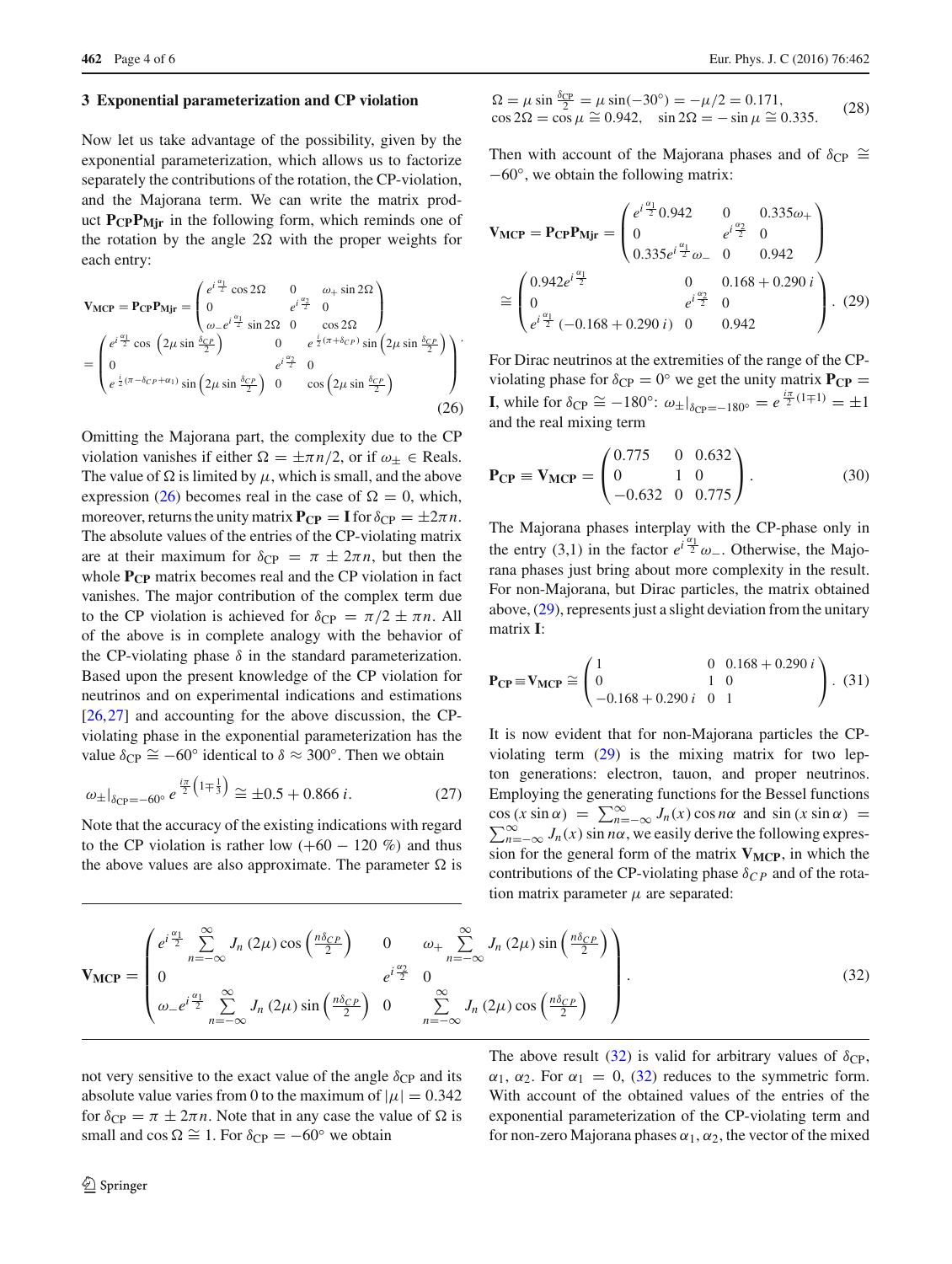## 3 Exponential parameterization and CP violation

Now let us take advantage of the possibility, given by the exponential parameterization, which allows us to factorize separately the contributions of the rotation, the CP-violation, and the Majorana term. We can write the matrix product $\mathbf{P_{CP}P_{Mjr}}$ in the following form, which reminds one of the rotation by the angle $2\Omega$ with the proper weights for each entry:

$$\mathbf{V_{MCP}} = \mathbf{P_{CP}P_{Mjr}} = \begin{pmatrix} e^{i\frac{\alpha_1}{2}}\cos 2\Omega & 0 & \omega_+ \sin 2\Omega \\ 0 & e^{i\frac{\alpha_2}{2}} & 0 \\ \omega_- e^{i\frac{\alpha_1}{2}} \sin 2\Omega & 0 & \cos 2\Omega \end{pmatrix}$$
$$= \begin{pmatrix} e^{i\frac{\alpha_1}{2}}\cos\left(2\mu \sin\frac{\delta_{CP}}{2}\right) & 0 & e^{\frac{i}{2}(\pi+\delta_{CP})}\sin\left(2\mu\sin\frac{\delta_{CP}}{2}\right) \\ 0 & e^{i\frac{\alpha_2}{2}} & 0 \\ e^{\frac{i}{2}(\pi-\delta_{CP}+\alpha_1)}\sin\left(2\mu\sin\frac{\delta_{CP}}{2}\right) & 0 & \cos\left(2\mu\sin\frac{\delta_{CP}}{2}\right) \end{pmatrix}. \tag{26}$$

Omitting the Majorana part, the complexity due to the CP violation vanishes if either $\Omega = \pm\pi n/2$, or if $\omega_\pm \in$ Reals. The value of $\Omega$ is limited by $\mu$, which is small, and the above expression (26) becomes real in the case of $\Omega = 0$, which, moreover, returns the unity matrix $\mathbf{P_{CP}} = \mathbf{I}$ for $\delta_{CP} = \pm 2\pi n$. The absolute values of the entries of the CP-violating matrix are at their maximum for $\delta_{CP} = \pi \pm 2\pi n$, but then the whole $\mathbf{P_{CP}}$ matrix becomes real and the CP violation in fact vanishes. The major contribution of the complex term due to the CP violation is achieved for $\delta_{CP} = \pi/2 \pm \pi n$. All of the above is in complete analogy with the behavior of the CP-violating phase $\delta$ in the standard parameterization. Based upon the present knowledge of the CP violation for neutrinos and on experimental indications and estimations [26,27] and accounting for the above discussion, the CP-violating phase in the exponential parameterization has the value $\delta_{CP} \cong -60^\circ$ identical to $\delta \approx 300^\circ$. Then we obtain

$$\omega_\pm|_{\delta_{CP}=-60^\circ}\, e^{\frac{i\pi}{2}\left(1\mp\frac{1}{3}\right)} \cong \pm 0.5 + 0.866\, i. \tag{27}$$

Note that the accuracy of the existing indications with regard to the CP violation is rather low ($+60 - 120$ %) and thus the above values are also approximate. The parameter $\Omega$ is not very sensitive to the exact value of the angle $\delta_{CP}$ and its absolute value varies from 0 to the maximum of $|\mu| = 0.342$ for $\delta_{CP} = \pi \pm 2\pi n$. Note that in any case the value of $\Omega$ is small and $\cos\Omega \cong 1$. For $\delta_{CP} = -60^\circ$ we obtain

$$\begin{aligned} &\Omega = \mu \sin\tfrac{\delta_{CP}}{2} = \mu\sin(-30^\circ) = -\mu/2 = 0.171, \\ &\cos 2\Omega = \cos\mu \cong 0.942, \quad \sin 2\Omega = -\sin\mu \cong 0.335. \end{aligned} \tag{28}$$

Then with account of the Majorana phases and of $\delta_{CP} \cong -60^\circ$, we obtain the following matrix:

$$\mathbf{V_{MCP}} = \mathbf{P_{CP}P_{Mjr}} = \begin{pmatrix} e^{i\frac{\alpha_1}{2}}0.942 & 0 & 0.335\omega_+ \\ 0 & e^{i\frac{\alpha_2}{2}} & 0 \\ 0.335 e^{i\frac{\alpha_1}{2}}\omega_- & 0 & 0.942 \end{pmatrix}$$
$$\cong \begin{pmatrix} 0.942 e^{i\frac{\alpha_1}{2}} & 0 & 0.168 + 0.290\, i \\ 0 & e^{i\frac{\alpha_2}{2}} & 0 \\ e^{i\frac{\alpha_1}{2}}(-0.168 + 0.290\, i) & 0 & 0.942 \end{pmatrix}. \tag{29}$$

For Dirac neutrinos at the extremities of the range of the CP-violating phase for $\delta_{CP} = 0^\circ$ we get the unity matrix $\mathbf{P_{CP}} = \mathbf{I}$, while for $\delta_{CP} \cong -180^\circ$: $\omega_\pm|_{\delta_{CP}=-180^\circ} = e^{\frac{i\pi}{2}(1\mp 1)} = \pm 1$ and the real mixing term

$$\mathbf{P_{CP}} \equiv \mathbf{V_{MCP}} = \begin{pmatrix} 0.775 & 0 & 0.632 \\ 0 & 1 & 0 \\ -0.632 & 0 & 0.775 \end{pmatrix}. \tag{30}$$

The Majorana phases interplay with the CP-phase only in the entry (3,1) in the factor $e^{i\frac{\alpha_1}{2}}\omega_-$. Otherwise, the Majorana phases just bring about more complexity in the result. For non-Majorana, but Dirac particles, the matrix obtained above, (29), represents just a slight deviation from the unitary matrix $\mathbf{I}$:

$$\mathbf{P_{CP}} \equiv \mathbf{V_{MCP}} \cong \begin{pmatrix} 1 & 0 & 0.168 + 0.290\, i \\ 0 & 1 & 0 \\ -0.168 + 0.290\, i & 0 & 1 \end{pmatrix}. \tag{31}$$

It is now evident that for non-Majorana particles the CP-violating term (29) is the mixing matrix for two lepton generations: electron, tauon, and proper neutrinos. Employing the generating functions for the Bessel functions $\cos(x\sin\alpha) = \sum_{n=-\infty}^{\infty} J_n(x)\cos n\alpha$ and $\sin(x\sin\alpha) = \sum_{n=-\infty}^{\infty} J_n(x)\sin n\alpha$, we easily derive the following expression for the general form of the matrix $\mathbf{V_{MCP}}$, in which the contributions of the CP-violating phase $\delta_{CP}$ and of the rotation matrix parameter $\mu$ are separated:

$$\mathbf{V_{MCP}} = \begin{pmatrix} e^{i\frac{\alpha_1}{2}}\sum_{n=-\infty}^{\infty} J_n(2\mu)\cos\left(\frac{n\delta_{CP}}{2}\right) & 0 & \omega_+\sum_{n=-\infty}^{\infty} J_n(2\mu)\sin\left(\frac{n\delta_{CP}}{2}\right) \\ 0 & e^{i\frac{\alpha_2}{2}} & 0 \\ \omega_- e^{i\frac{\alpha_1}{2}}\sum_{n=-\infty}^{\infty} J_n(2\mu)\sin\left(\frac{n\delta_{CP}}{2}\right) & 0 & \sum_{n=-\infty}^{\infty} J_n(2\mu)\cos\left(\frac{n\delta_{CP}}{2}\right) \end{pmatrix}. \tag{32}$$

The above result (32) is valid for arbitrary values of $\delta_{CP}$, $\alpha_1$, $\alpha_2$. For $\alpha_1 = 0$, (32) reduces to the symmetric form. With account of the obtained values of the entries of the exponential parameterization of the CP-violating term and for non-zero Majorana phases $\alpha_1, \alpha_2$, the vector of the mixed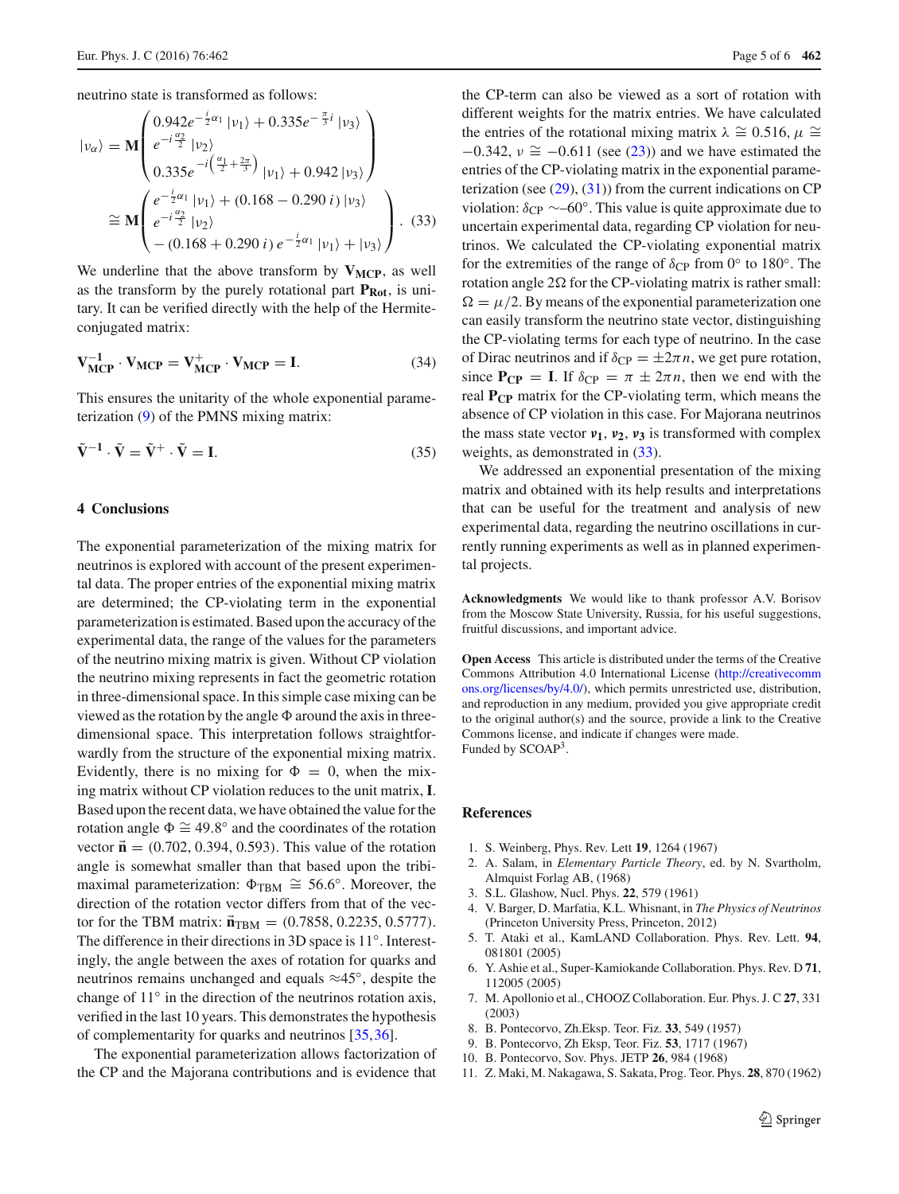neutrino state is transformed as follows:

$$
|\nu_\alpha\rangle = \mathbf{M}\begin{pmatrix} 0.942e^{-\frac{i}{2}\alpha_1}|\nu_1\rangle + 0.335e^{-\frac{\pi}{3}i}|\nu_3\rangle \\ e^{-i\frac{\alpha_2}{2}}|\nu_2\rangle \\ 0.335e^{-i\left(\frac{\alpha_1}{2}+\frac{2\pi}{3}\right)}|\nu_1\rangle + 0.942|\nu_3\rangle \end{pmatrix}
$$

$$
\cong \mathbf{M}\begin{pmatrix} e^{-\frac{i}{2}\alpha_1}|\nu_1\rangle + (0.168 - 0.290\,i)|\nu_3\rangle \\ e^{-i\frac{\alpha_2}{2}}|\nu_2\rangle \\ -(0.168 + 0.290\,i)\,e^{-\frac{i}{2}\alpha_1}|\nu_1\rangle + |\nu_3\rangle \end{pmatrix}. \quad (33)
$$

We underline that the above transform by $\mathbf{V_{MCP}}$, as well as the transform by the purely rotational part $\mathbf{P_{Rot}}$, is unitary. It can be verified directly with the help of the Hermite-conjugated matrix:

$$
\mathbf{V_{MCP}^{-1}} \cdot \mathbf{V_{MCP}} = \mathbf{V_{MCP}^{+}} \cdot \mathbf{V_{MCP}} = \mathbf{I}. \quad (34)
$$

This ensures the unitarity of the whole exponential parameterization (9) of the PMNS mixing matrix:

$$
\tilde{\mathbf{V}}^{-1} \cdot \tilde{\mathbf{V}} = \tilde{\mathbf{V}}^{+} \cdot \tilde{\mathbf{V}} = \mathbf{I}. \quad (35)
$$

## 4 Conclusions

The exponential parameterization of the mixing matrix for neutrinos is explored with account of the present experimental data. The proper entries of the exponential mixing matrix are determined; the CP-violating term in the exponential parameterization is estimated. Based upon the accuracy of the experimental data, the range of the values for the parameters of the neutrino mixing matrix is given. Without CP violation the neutrino mixing represents in fact the geometric rotation in three-dimensional space. In this simple case mixing can be viewed as the rotation by the angle $\Phi$ around the axis in three-dimensional space. This interpretation follows straightforwardly from the structure of the exponential mixing matrix. Evidently, there is no mixing for $\Phi = 0$, when the mixing matrix without CP violation reduces to the unit matrix, $\mathbf{I}$. Based upon the recent data, we have obtained the value for the rotation angle $\Phi \cong 49.8^\circ$ and the coordinates of the rotation vector $\vec{\mathbf{n}} = (0.702, 0.394, 0.593)$. This value of the rotation angle is somewhat smaller than that based upon the tribimaximal parameterization: $\Phi_{\mathrm{TBM}} \cong 56.6^\circ$. Moreover, the direction of the rotation vector differs from that of the vector for the TBM matrix: $\vec{\mathbf{n}}_{\mathrm{TBM}} = (0.7858, 0.2235, 0.5777)$. The difference in their directions in 3D space is $11^\circ$. Interestingly, the angle between the axes of rotation for quarks and neutrinos remains unchanged and equals $\approx 45^\circ$, despite the change of $11^\circ$ in the direction of the neutrinos rotation axis, verified in the last 10 years. This demonstrates the hypothesis of complementarity for quarks and neutrinos [35,36].

The exponential parameterization allows factorization of the CP and the Majorana contributions and is evidence that the CP-term can also be viewed as a sort of rotation with different weights for the matrix entries. We have calculated the entries of the rotational mixing matrix $\lambda \cong 0.516$, $\mu \cong -0.342$, $\nu \cong -0.611$ (see (23)) and we have estimated the entries of the CP-violating matrix in the exponential parameterization (see (29), (31)) from the current indications on CP violation: $\delta_{\mathrm{CP}} \sim -60^\circ$. This value is quite approximate due to uncertain experimental data, regarding CP violation for neutrinos. We calculated the CP-violating exponential matrix for the extremities of the range of $\delta_{\mathrm{CP}}$ from $0^\circ$ to $180^\circ$. The rotation angle $2\Omega$ for the CP-violating matrix is rather small: $\Omega = \mu/2$. By means of the exponential parameterization one can easily transform the neutrino state vector, distinguishing the CP-violating terms for each type of neutrino. In the case of Dirac neutrinos and if $\delta_{\mathrm{CP}} = \pm 2\pi n$, we get pure rotation, since $\mathbf{P_{CP}} = \mathbf{I}$. If $\delta_{\mathrm{CP}} = \pi \pm 2\pi n$, then we end with the real $\mathbf{P_{CP}}$ matrix for the CP-violating term, which means the absence of CP violation in this case. For Majorana neutrinos the mass state vector $\boldsymbol{\nu_1}$, $\boldsymbol{\nu_2}$, $\boldsymbol{\nu_3}$ is transformed with complex weights, as demonstrated in (33).

We addressed an exponential presentation of the mixing matrix and obtained with its help results and interpretations that can be useful for the treatment and analysis of new experimental data, regarding the neutrino oscillations in currently running experiments as well as in planned experimental projects.

**Acknowledgments** We would like to thank professor A.V. Borisov from the Moscow State University, Russia, for his useful suggestions, fruitful discussions, and important advice.

**Open Access** This article is distributed under the terms of the Creative Commons Attribution 4.0 International License (http://creativecommons.org/licenses/by/4.0/), which permits unrestricted use, distribution, and reproduction in any medium, provided you give appropriate credit to the original author(s) and the source, provide a link to the Creative Commons license, and indicate if changes were made.
Funded by SCOAP[3].

## References

1. S. Weinberg, Phys. Rev. Lett **19**, 1264 (1967)
2. A. Salam, in *Elementary Particle Theory*, ed. by N. Svartholm, Almquist Forlag AB, (1968)
3. S.L. Glashow, Nucl. Phys. **22**, 579 (1961)
4. V. Barger, D. Marfatia, K.L. Whisnant, in *The Physics of Neutrinos* (Princeton University Press, Princeton, 2012)
5. T. Ataki et al., KamLAND Collaboration. Phys. Rev. Lett. **94**, 081801 (2005)
6. Y. Ashie et al., Super-Kamiokande Collaboration. Phys. Rev. D **71**, 112005 (2005)
7. M. Apollonio et al., CHOOZ Collaboration. Eur. Phys. J. C **27**, 331 (2003)
8. B. Pontecorvo, Zh.Eksp. Teor. Fiz. **33**, 549 (1957)
9. B. Pontecorvo, Zh Eksp, Teor. Fiz. **53**, 1717 (1967)
10. B. Pontecorvo, Sov. Phys. JETP **26**, 984 (1968)
11. Z. Maki, M. Nakagawa, S. Sakata, Prog. Teor. Phys. **28**, 870 (1962)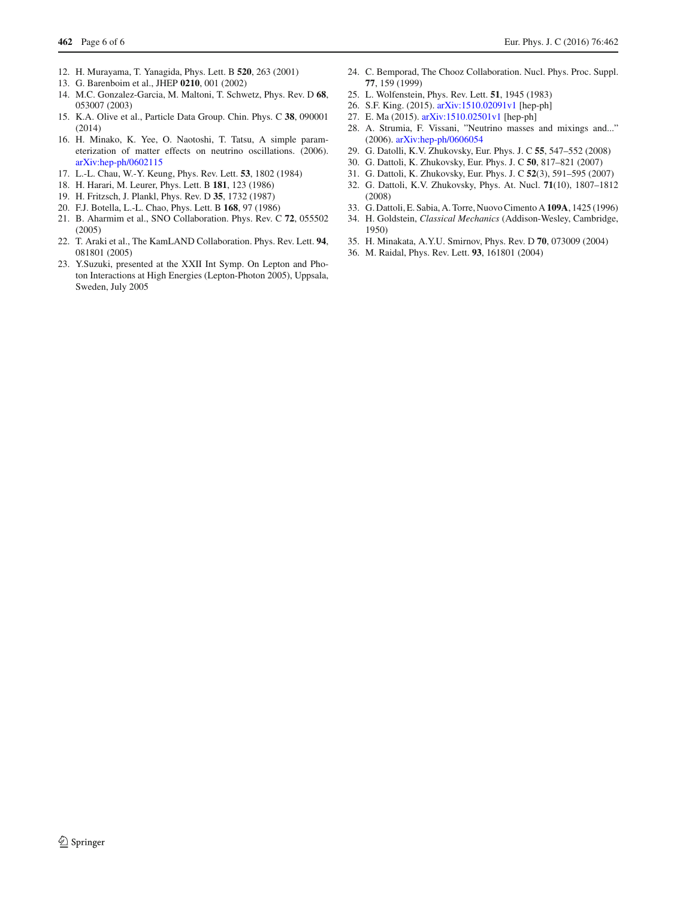12. H. Murayama, T. Yanagida, Phys. Lett. B **520**, 263 (2001)
13. G. Barenboim et al., JHEP **0210**, 001 (2002)
14. M.C. Gonzalez-Garcia, M. Maltoni, T. Schwetz, Phys. Rev. D **68**, 053007 (2003)
15. K.A. Olive et al., Particle Data Group. Chin. Phys. C **38**, 090001 (2014)
16. H. Minako, K. Yee, O. Naotoshi, T. Tatsu, A simple parameterization of matter effects on neutrino oscillations. (2006). arXiv:hep-ph/0602115
17. L.-L. Chau, W.-Y. Keung, Phys. Rev. Lett. **53**, 1802 (1984)
18. H. Harari, M. Leurer, Phys. Lett. B **181**, 123 (1986)
19. H. Fritzsch, J. Plankl, Phys. Rev. D **35**, 1732 (1987)
20. F.J. Botella, L.-L. Chao, Phys. Lett. B **168**, 97 (1986)
21. B. Aharmim et al., SNO Collaboration. Phys. Rev. C **72**, 055502 (2005)
22. T. Araki et al., The KamLAND Collaboration. Phys. Rev. Lett. **94**, 081801 (2005)
23. Y.Suzuki, presented at the XXII Int Symp. On Lepton and Photon Interactions at High Energies (Lepton-Photon 2005), Uppsala, Sweden, July 2005
24. C. Bemporad, The Chooz Collaboration. Nucl. Phys. Proc. Suppl. **77**, 159 (1999)
25. L. Wolfenstein, Phys. Rev. Lett. **51**, 1945 (1983)
26. S.F. King. (2015). arXiv:1510.02091v1 [hep-ph]
27. E. Ma (2015). arXiv:1510.02501v1 [hep-ph]
28. A. Strumia, F. Vissani, "Neutrino masses and mixings and..." (2006). arXiv:hep-ph/0606054
29. G. Datolli, K.V. Zhukovsky, Eur. Phys. J. C **55**, 547–552 (2008)
30. G. Dattoli, K. Zhukovsky, Eur. Phys. J. C **50**, 817–821 (2007)
31. G. Dattoli, K. Zhukovsky, Eur. Phys. J. C **52**(3), 591–595 (2007)
32. G. Dattoli, K.V. Zhukovsky, Phys. At. Nucl. **71**(10), 1807–1812 (2008)
33. G. Dattoli, E. Sabia, A. Torre, Nuovo Cimento A **109A**, 1425 (1996)
34. H. Goldstein, *Classical Mechanics* (Addison-Wesley, Cambridge, 1950)
35. H. Minakata, A.Y.U. Smirnov, Phys. Rev. D **70**, 073009 (2004)
36. M. Raidal, Phys. Rev. Lett. **93**, 161801 (2004)